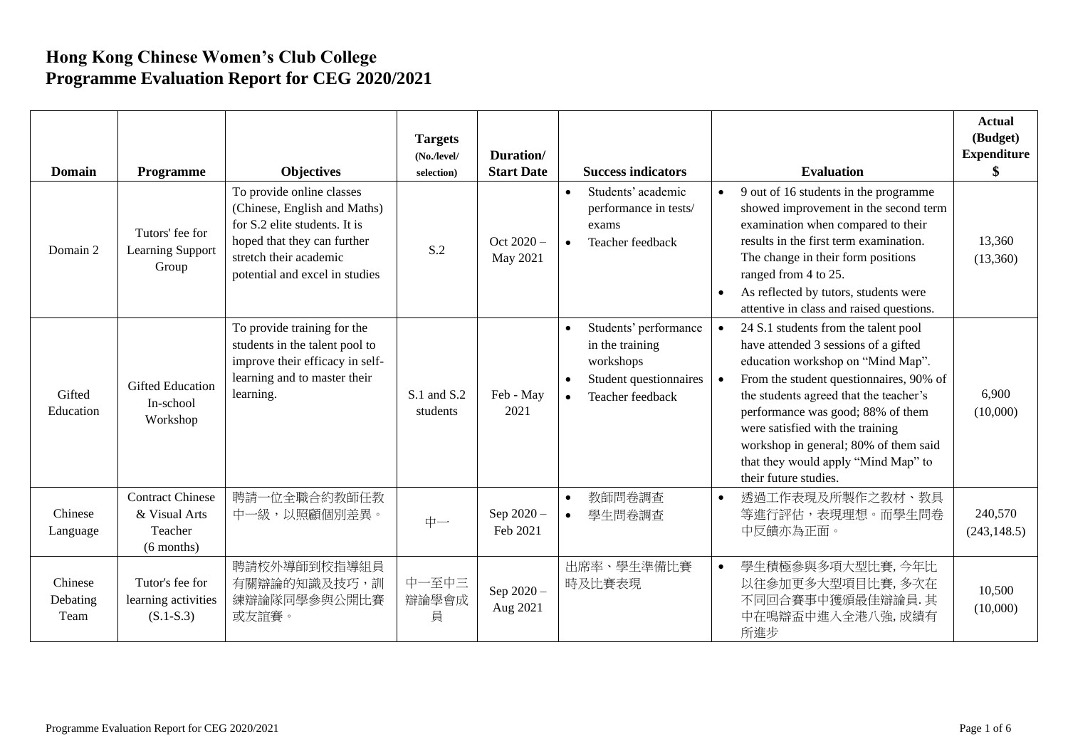# Hong Kong Chinese Women's Club College
# Programme Evaluation Report for CEG 2020/2021

| Domain | Programme | Objectives | Targets (No./level/ selection) | Duration/ Start Date | Success indicators | Evaluation | Actual (Budget) Expenditure $ |
|---|---|---|---|---|---|---|---|
| Domain 2 | Tutors' fee for Learning Support Group | To provide online classes (Chinese, English and Maths) for S.2 elite students. It is hoped that they can further stretch their academic potential and excel in studies | S.2 | Oct 2020 – May 2021 | • Students' academic performance in tests/ exams<br>• Teacher feedback | • 9 out of 16 students in the programme showed improvement in the second term examination when compared to their results in the first term examination. The change in their form positions ranged from 4 to 25.<br>• As reflected by tutors, students were attentive in class and raised questions. | 13,360 (13,360) |
| Gifted Education | Gifted Education In-school Workshop | To provide training for the students in the talent pool to improve their efficacy in self-learning and to master their learning. | S.1 and S.2 students | Feb - May 2021 | • Students' performance in the training workshops<br>• Student questionnaires<br>• Teacher feedback | • 24 S.1 students from the talent pool have attended 3 sessions of a gifted education workshop on "Mind Map".<br>• From the student questionnaires, 90% of the students agreed that the teacher's performance was good; 88% of them were satisfied with the training workshop in general; 80% of them said that they would apply "Mind Map" to their future studies. | 6,900 (10,000) |
| Chinese Language | Contract Chinese & Visual Arts Teacher (6 months) | 聘請一位全職合約教師任教中一級，以照顧個別差異。 | 中一 | Sep 2020 – Feb 2021 | • 教師問卷調查<br>• 學生問卷調查 | • 透過工作表現及所製作之教材、教具等進行評估，表現理想。而學生問卷中反饋亦為正面。 | 240,570 (243,148.5) |
| Chinese Debating Team | Tutor's fee for learning activities (S.1-S.3) | 聘請校外導師到校指導組員有關辯論的知識及技巧，訓練辯論隊同學參與公開比賽或友誼賽。 | 中一至中三辯論學會成員 | Sep 2020 – Aug 2021 | 出席率、學生準備比賽時及比賽表現 | • 學生積極參與多項大型比賽, 今年比以往參加更多大型項目比賽, 多次在不同回合賽事中獲頒最佳辯論員. 其中在鳴辯盃中進入全港八強, 成績有所進步 | 10,500 (10,000) |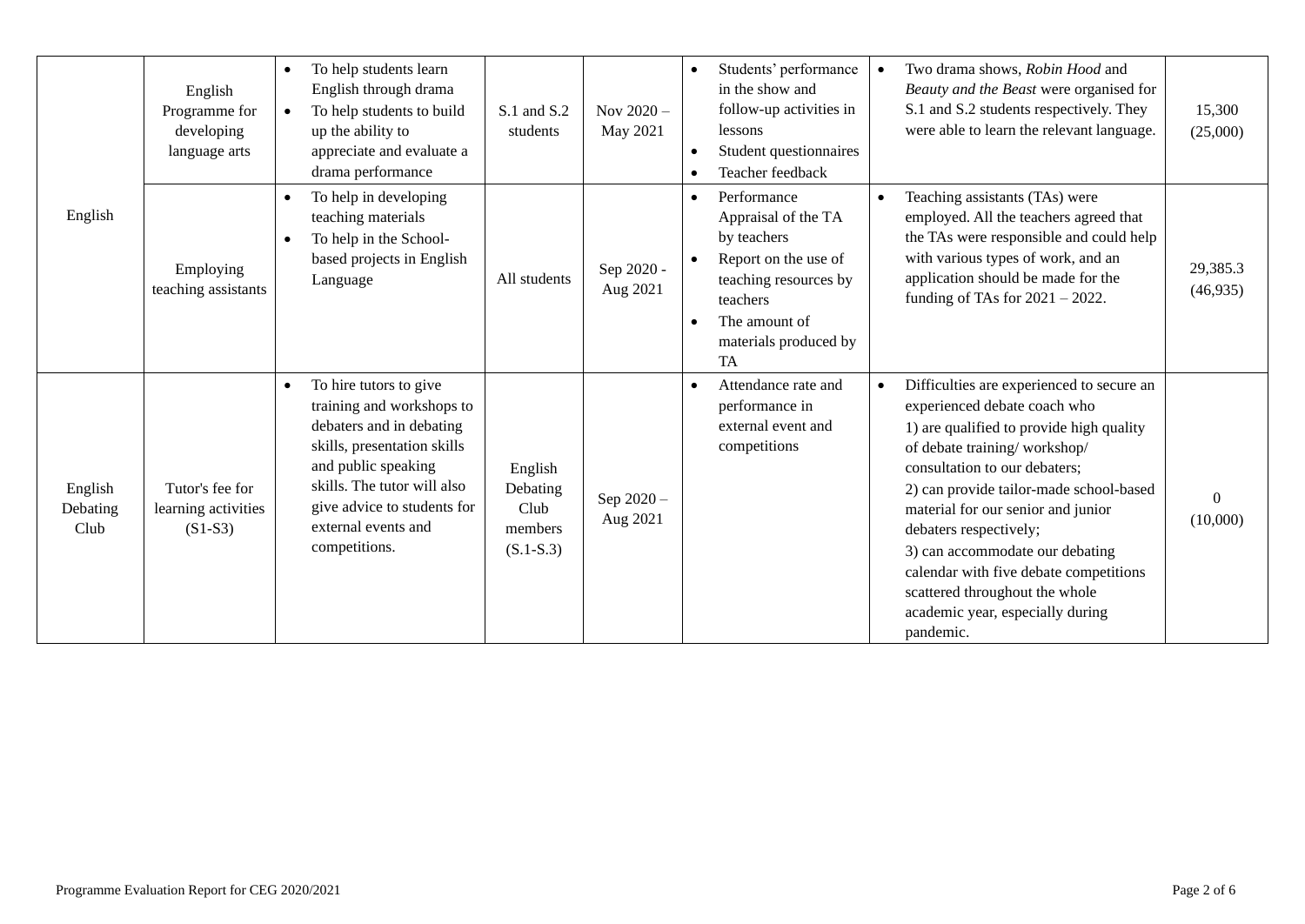| | | | | | | | |
|---|---|---|---|---|---|---|---|
| English | English Programme for developing language arts | • To help students learn English through drama<br>• To help students to build up the ability to appreciate and evaluate a drama performance | S.1 and S.2 students | Nov 2020 – May 2021 | • Students' performance in the show and follow-up activities in lessons<br>• Student questionnaires<br>• Teacher feedback | • Two drama shows, *Robin Hood* and *Beauty and the Beast* were organised for S.1 and S.2 students respectively. They were able to learn the relevant language. | 15,300 (25,000) |
| | Employing teaching assistants | • To help in developing teaching materials<br>• To help in the School-based projects in English Language | All students | Sep 2020 - Aug 2021 | • Performance Appraisal of the TA by teachers<br>• Report on the use of teaching resources by teachers<br>• The amount of materials produced by TA | • Teaching assistants (TAs) were employed. All the teachers agreed that the TAs were responsible and could help with various types of work, and an application should be made for the funding of TAs for 2021 – 2022. | 29,385.3 (46,935) |
| English Debating Club | Tutor's fee for learning activities (S1-S3) | • To hire tutors to give training and workshops to debaters and in debating skills, presentation skills and public speaking skills. The tutor will also give advice to students for external events and competitions. | English Debating Club members (S.1-S.3) | Sep 2020 – Aug 2021 | • Attendance rate and performance in external event and competitions | • Difficulties are experienced to secure an experienced debate coach who<br>1) are qualified to provide high quality of debate training/ workshop/ consultation to our debaters;<br>2) can provide tailor-made school-based material for our senior and junior debaters respectively;<br>3) can accommodate our debating calendar with five debate competitions scattered throughout the whole academic year, especially during pandemic. | 0 (10,000) |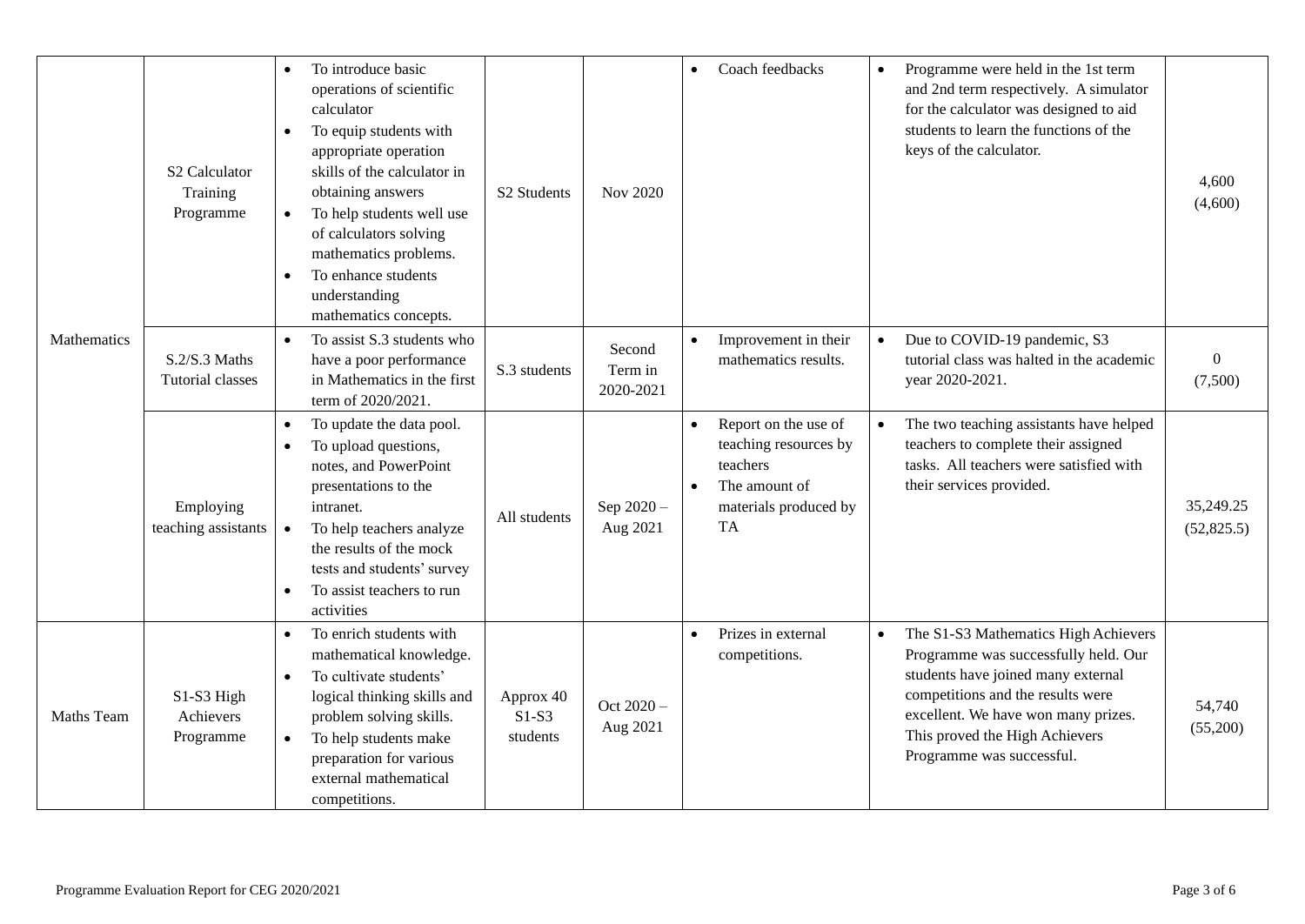| Mathematics | S2 Calculator Training Programme | • To introduce basic operations of scientific calculator<br>• To equip students with appropriate operation skills of the calculator in obtaining answers<br>• To help students well use of calculators solving mathematics problems.<br>• To enhance students understanding mathematics concepts. | S2 Students | Nov 2020 | • Coach feedbacks | • Programme were held in the 1st term and 2nd term respectively. A simulator for the calculator was designed to aid students to learn the functions of the keys of the calculator. | 4,600<br>(4,600) |
|---|---|---|---|---|---|---|---|
| | S.2/S.3 Maths Tutorial classes | • To assist S.3 students who have a poor performance in Mathematics in the first term of 2020/2021. | S.3 students | Second Term in 2020-2021 | • Improvement in their mathematics results. | • Due to COVID-19 pandemic, S3 tutorial class was halted in the academic year 2020-2021. | 0<br>(7,500) |
| | Employing teaching assistants | • To update the data pool.<br>• To upload questions, notes, and PowerPoint presentations to the intranet.<br>• To help teachers analyze the results of the mock tests and students' survey<br>• To assist teachers to run activities | All students | Sep 2020 – Aug 2021 | • Report on the use of teaching resources by teachers<br>• The amount of materials produced by TA | • The two teaching assistants have helped teachers to complete their assigned tasks. All teachers were satisfied with their services provided. | 35,249.25<br>(52,825.5) |
| Maths Team | S1-S3 High Achievers Programme | • To enrich students with mathematical knowledge.<br>• To cultivate students' logical thinking skills and problem solving skills.<br>• To help students make preparation for various external mathematical competitions. | Approx 40 S1-S3 students | Oct 2020 – Aug 2021 | • Prizes in external competitions. | • The S1-S3 Mathematics High Achievers Programme was successfully held. Our students have joined many external competitions and the results were excellent. We have won many prizes. This proved the High Achievers Programme was successful. | 54,740<br>(55,200) |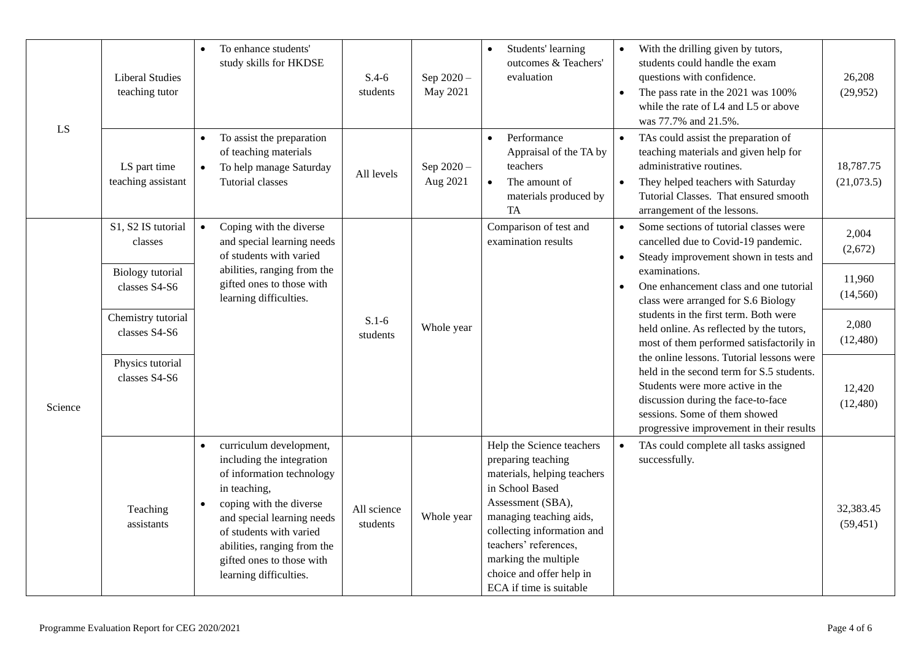| | | | | | | | |
|---|---|---|---|---|---|---|---|
| LS | Liberal Studies teaching tutor | • To enhance students' study skills for HKDSE | S.4-6 students | Sep 2020 – May 2021 | • Students' learning outcomes & Teachers' evaluation | • With the drilling given by tutors, students could handle the exam questions with confidence.<br>• The pass rate in the 2021 was 100% while the rate of L4 and L5 or above was 77.7% and 21.5%. | 26,208 (29,952) |
| | LS part time teaching assistant | • To assist the preparation of teaching materials<br>• To help manage Saturday Tutorial classes | All levels | Sep 2020 – Aug 2021 | • Performance Appraisal of the TA by teachers<br>• The amount of materials produced by TA | • TAs could assist the preparation of teaching materials and given help for administrative routines.<br>• They helped teachers with Saturday Tutorial Classes. That ensured smooth arrangement of the lessons. | 18,787.75 (21,073.5) |
| Science | S1, S2 IS tutorial classes | • Coping with the diverse and special learning needs of students with varied abilities, ranging from the gifted ones to those with learning difficulties. | S.1-6 students | Whole year | Comparison of test and examination results | • Some sections of tutorial classes were cancelled due to Covid-19 pandemic.<br>• Steady improvement shown in tests and examinations.<br>• One enhancement class and one tutorial class were arranged for S.6 Biology students in the first term. Both were held online. As reflected by the tutors, most of them performed satisfactorily in the online lessons. Tutorial lessons were held in the second term for S.5 students. Students were more active in the discussion during the face-to-face sessions. Some of them showed progressive improvement in their results | 2,004 (2,672) |
| | Biology tutorial classes S4-S6 | | | | | | 11,960 (14,560) |
| | Chemistry tutorial classes S4-S6 | | | | | | 2,080 (12,480) |
| | Physics tutorial classes S4-S6 | | | | | | 12,420 (12,480) |
| | Teaching assistants | • curriculum development, including the integration of information technology in teaching,<br>• coping with the diverse and special learning needs of students with varied abilities, ranging from the gifted ones to those with learning difficulties. | All science students | Whole year | Help the Science teachers preparing teaching materials, helping teachers in School Based Assessment (SBA), managing teaching aids, collecting information and teachers' references, marking the multiple choice and offer help in ECA if time is suitable | • TAs could complete all tasks assigned successfully. | 32,383.45 (59,451) |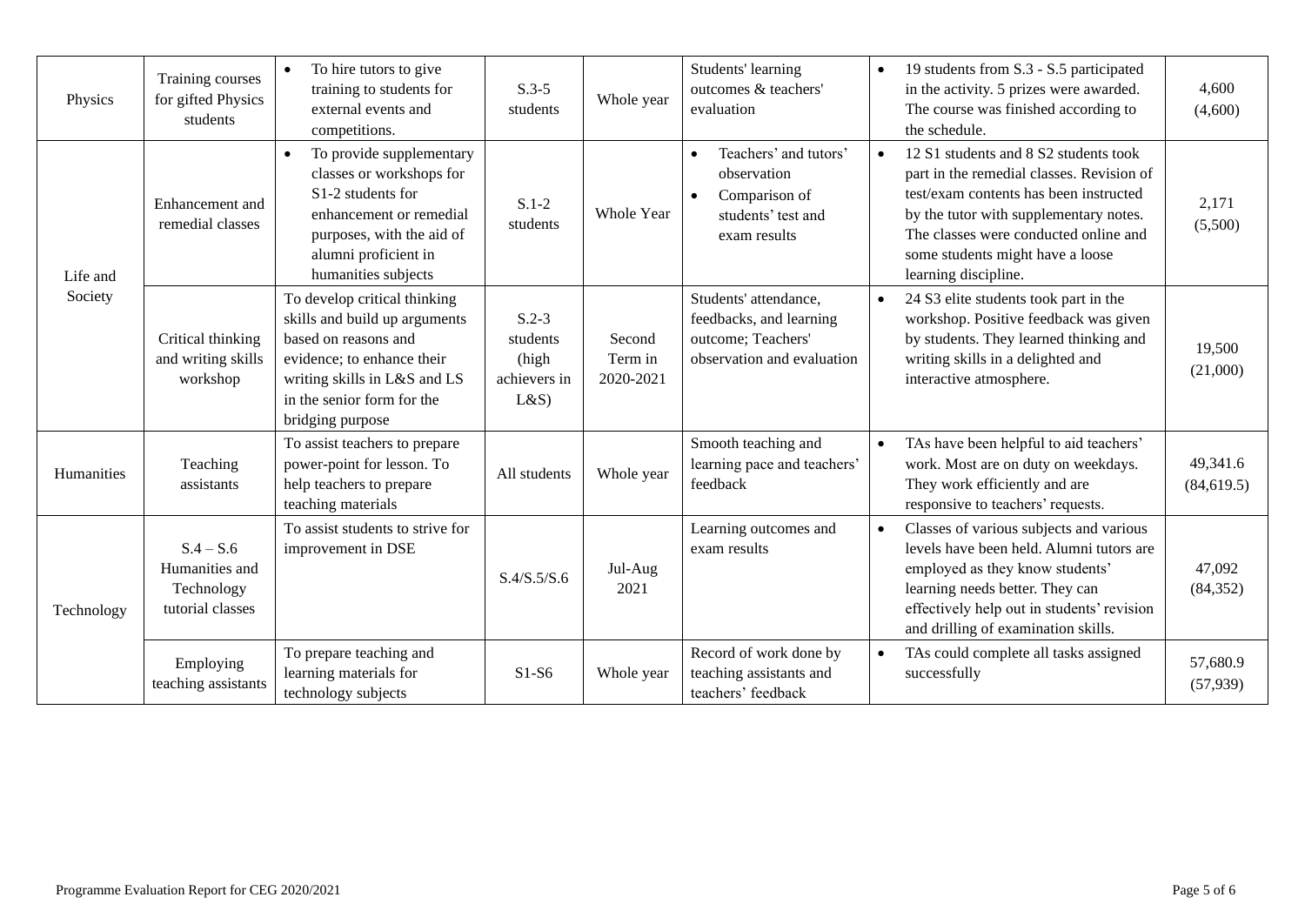| Physics | Training courses for gifted Physics students | • To hire tutors to give training to students for external events and competitions. | S.3-5 students | Whole year | Students' learning outcomes & teachers' evaluation | • 19 students from S.3 - S.5 participated in the activity. 5 prizes were awarded. The course was finished according to the schedule. | 4,600 (4,600) |
|---|---|---|---|---|---|---|---|
| Life and Society | Enhancement and remedial classes | • To provide supplementary classes or workshops for S1-2 students for enhancement or remedial purposes, with the aid of alumni proficient in humanities subjects | S.1-2 students | Whole Year | • Teachers' and tutors' observation<br>• Comparison of students' test and exam results | • 12 S1 students and 8 S2 students took part in the remedial classes. Revision of test/exam contents has been instructed by the tutor with supplementary notes. The classes were conducted online and some students might have a loose learning discipline. | 2,171 (5,500) |
| | Critical thinking and writing skills workshop | To develop critical thinking skills and build up arguments based on reasons and evidence; to enhance their writing skills in L&S and LS in the senior form for the bridging purpose | S.2-3 students (high achievers in L&S) | Second Term in 2020-2021 | Students' attendance, feedbacks, and learning outcome; Teachers' observation and evaluation | • 24 S3 elite students took part in the workshop. Positive feedback was given by students. They learned thinking and writing skills in a delighted and interactive atmosphere. | 19,500 (21,000) |
| Humanities | Teaching assistants | To assist teachers to prepare power-point for lesson. To help teachers to prepare teaching materials | All students | Whole year | Smooth teaching and learning pace and teachers' feedback | • TAs have been helpful to aid teachers' work. Most are on duty on weekdays. They work efficiently and are responsive to teachers' requests. | 49,341.6 (84,619.5) |
| Technology | S.4 – S.6 Humanities and Technology tutorial classes | To assist students to strive for improvement in DSE | S.4/S.5/S.6 | Jul-Aug 2021 | Learning outcomes and exam results | • Classes of various subjects and various levels have been held. Alumni tutors are employed as they know students' learning needs better. They can effectively help out in students' revision and drilling of examination skills. | 47,092 (84,352) |
| | Employing teaching assistants | To prepare teaching and learning materials for technology subjects | S1-S6 | Whole year | Record of work done by teaching assistants and teachers' feedback | • TAs could complete all tasks assigned successfully | 57,680.9 (57,939) |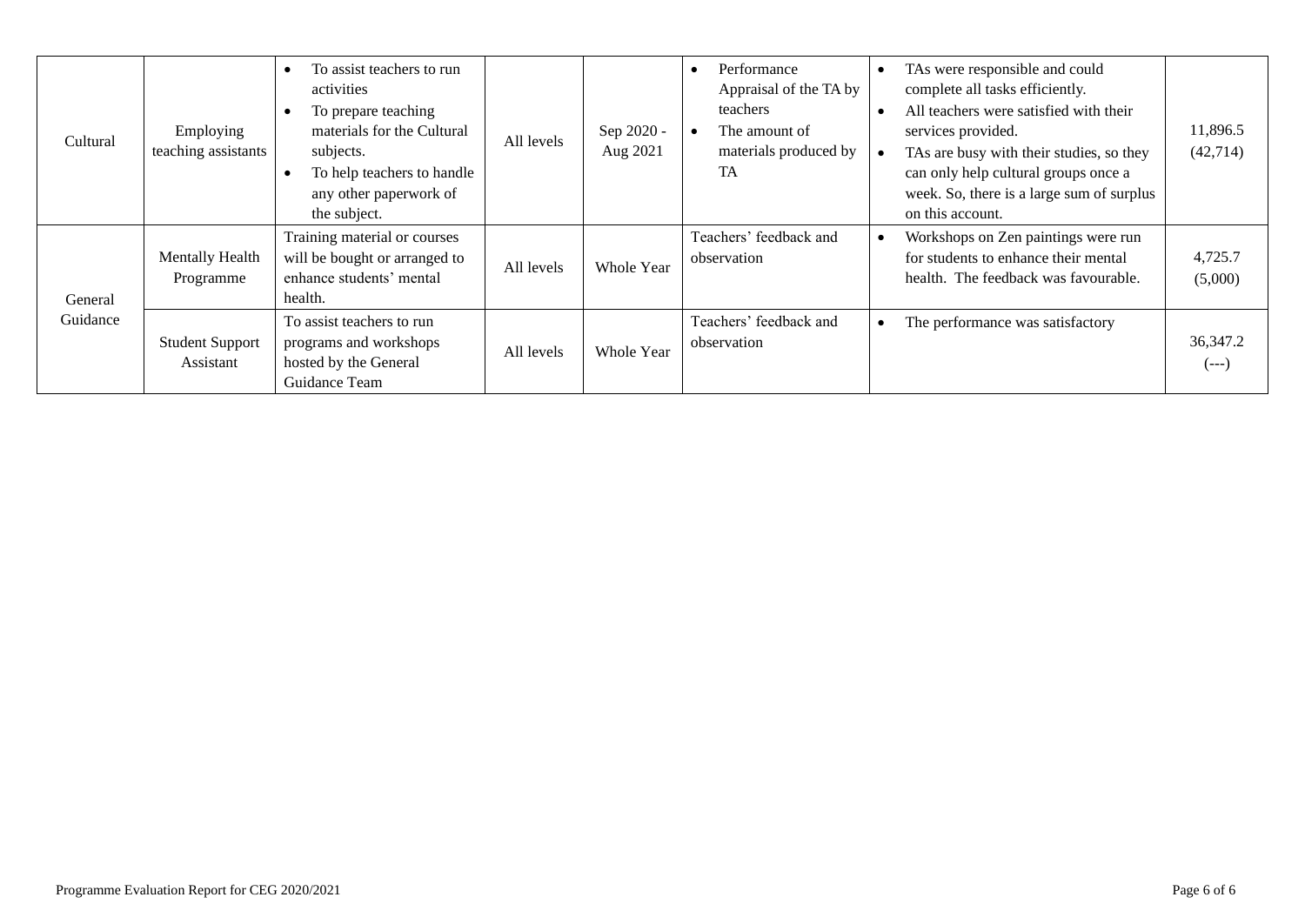| | | | | | | | |
|---|---|---|---|---|---|---|---|
| Cultural | Employing teaching assistants | • To assist teachers to run activities<br>• To prepare teaching materials for the Cultural subjects.<br>• To help teachers to handle any other paperwork of the subject. | All levels | Sep 2020 - Aug 2021 | • Performance Appraisal of the TA by teachers<br>• The amount of materials produced by TA | • TAs were responsible and could complete all tasks efficiently.<br>• All teachers were satisfied with their services provided.<br>• TAs are busy with their studies, so they can only help cultural groups once a week. So, there is a large sum of surplus on this account. | 11,896.5 (42,714) |
| General Guidance | Mentally Health Programme | Training material or courses will be bought or arranged to enhance students' mental health. | All levels | Whole Year | Teachers' feedback and observation | • Workshops on Zen paintings were run for students to enhance their mental health. The feedback was favourable. | 4,725.7 (5,000) |
| | Student Support Assistant | To assist teachers to run programs and workshops hosted by the General Guidance Team | All levels | Whole Year | Teachers' feedback and observation | • The performance was satisfactory | 36,347.2 (---) |